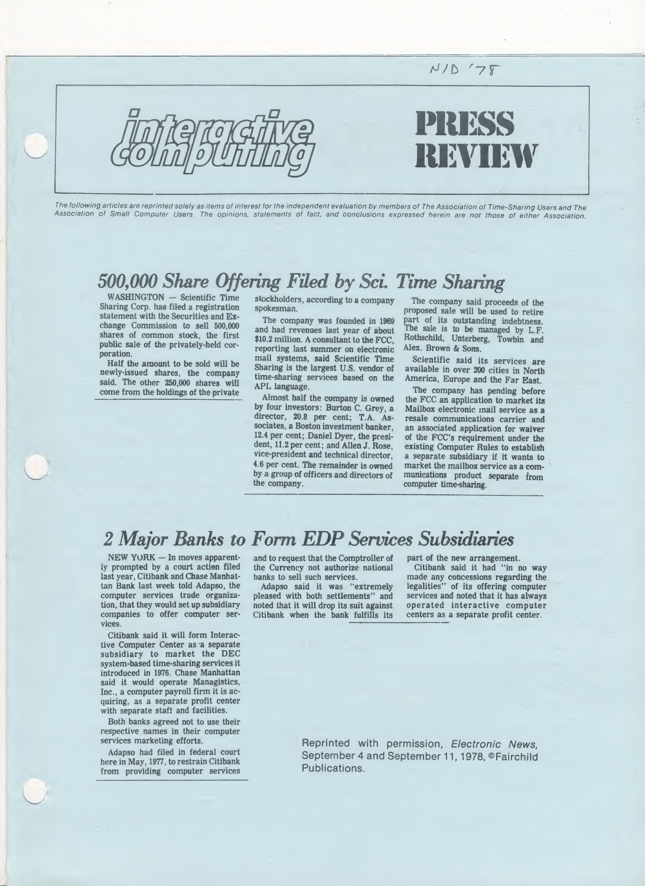N/D '78

# interactive computing PRESS REVIEW

*The following articles are reprinted solely as items of interest for the independent evaluation by members of The Association of Time-Sharing Users and The Association of Small Computer Users. The opinions, statements of fact, and conclusions expressed herein are not those of either Association.*

## *500,000 Share Offering Filed by Sci. Time Sharing*

WASHINGTON — Scientific Time Sharing Corp. has filed a registration statement with the Securities and Exchange Commission to sell 500,000 shares of common stock, the first public sale of the privately-held corporation.

Half the amount to be sold will be newly-issued shares, the company said. The other 250,000 shares will come from the holdings of the private stockholders, according to a company spokesman.

The company was founded in 1969 and had revenues last year of about $10.2 million. A consultant to the FCC, reporting last summer on electronic mail systems, said Scientific Time Sharing is the largest U.S. vendor of time-sharing services based on the APL language.

Almost half the company is owned by four investors: Burton C. Grey, a director, 20.8 per cent; T.A. Associates, a Boston investment banker, 12.4 per cent; Daniel Dyer, the president, 11.2 per cent; and Allen J. Rose, vice-president and technical director, 4.6 per cent. The remainder is owned by a group of officers and directors of the company.

The company said proceeds of the proposed sale will be used to retire part of its outstanding indebtness. The sale is to be managed by L.F. Rothschild, Unterberg, Towbin and Alex. Brown & Sons.

Scientific said its services are available in over 200 cities in North America, Europe and the Far East.

The company has pending before the FCC an application to market its Mailbox electronic mail service as a resale communications carrier and an associated application for waiver of the FCC's requirement under the existing Computer Rules to establish a separate subsidiary if it wants to market the mailbox service as a communications product separate from computer time-sharing.

## *2 Major Banks to Form EDP Services Subsidiaries*

NEW YORK — In moves apparently prompted by a court action filed last year, Citibank and Chase Manhattan Bank last week told Adapso, the computer services trade organization, that they would set up subsidiary companies to offer computer services.

Citibank said it will form Interactive Computer Center as a separate subsidiary to market the DEC system-based time-sharing services it introduced in 1976. Chase Manhattan said it would operate Managistics, Inc., a computer payroll firm it is acquiring, as a separate profit center with separate staff and facilities.

Both banks agreed not to use their respective names in their computer services marketing efforts.

Adapso had filed in federal court here in May, 1977, to restrain Citibank from providing computer services and to request that the Comptroller of the Currency not authorize national banks to sell such services.

Adapso said it was "extremely pleased with both settlements" and noted that it will drop its suit against Citibank when the bank fulfills its part of the new arrangement.

Citibank said it had "in no way made any concessions regarding the legalities" of its offering computer services and noted that it has always operated interactive computer centers as a separate profit center.

Reprinted with permission, *Electronic News,* September 4 and September 11, 1978, ©Fairchild Publications.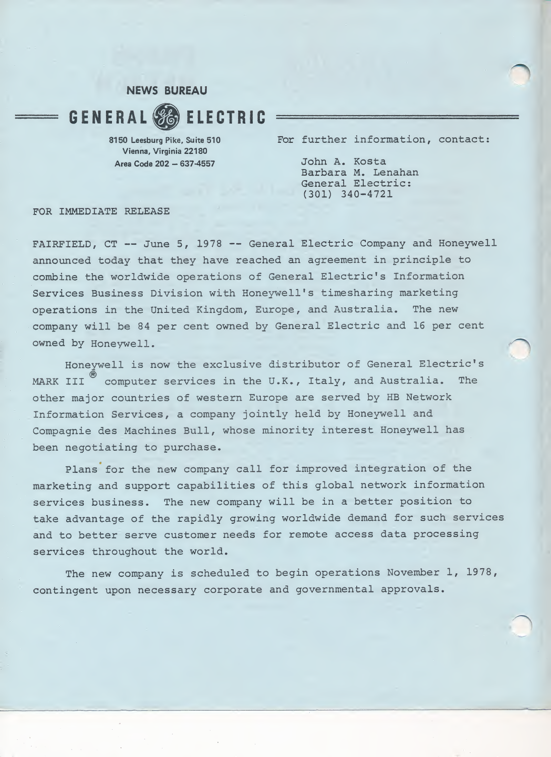NEWS BUREAU

# GENERAL ELECTRIC

8150 Leesburg Pike, Suite 510
Vienna, Virginia 22180
Area Code 202 – 637-4557

For further information, contact:

John A. Kosta
Barbara M. Lenahan
General Electric:
(301) 340-4721

FOR IMMEDIATE RELEASE

FAIRFIELD, CT -- June 5, 1978 -- General Electric Company and Honeywell announced today that they have reached an agreement in principle to combine the worldwide operations of General Electric's Information Services Business Division with Honeywell's timesharing marketing operations in the United Kingdom, Europe, and Australia. The new company will be 84 per cent owned by General Electric and 16 per cent owned by Honeywell.

Honeywell is now the exclusive distributor of General Electric's MARK III® computer services in the U.K., Italy, and Australia. The other major countries of western Europe are served by HB Network Information Services, a company jointly held by Honeywell and Compagnie des Machines Bull, whose minority interest Honeywell has been negotiating to purchase.

Plans for the new company call for improved integration of the marketing and support capabilities of this global network information services business. The new company will be in a better position to take advantage of the rapidly growing worldwide demand for such services and to better serve customer needs for remote access data processing services throughout the world.

The new company is scheduled to begin operations November 1, 1978, contingent upon necessary corporate and governmental approvals.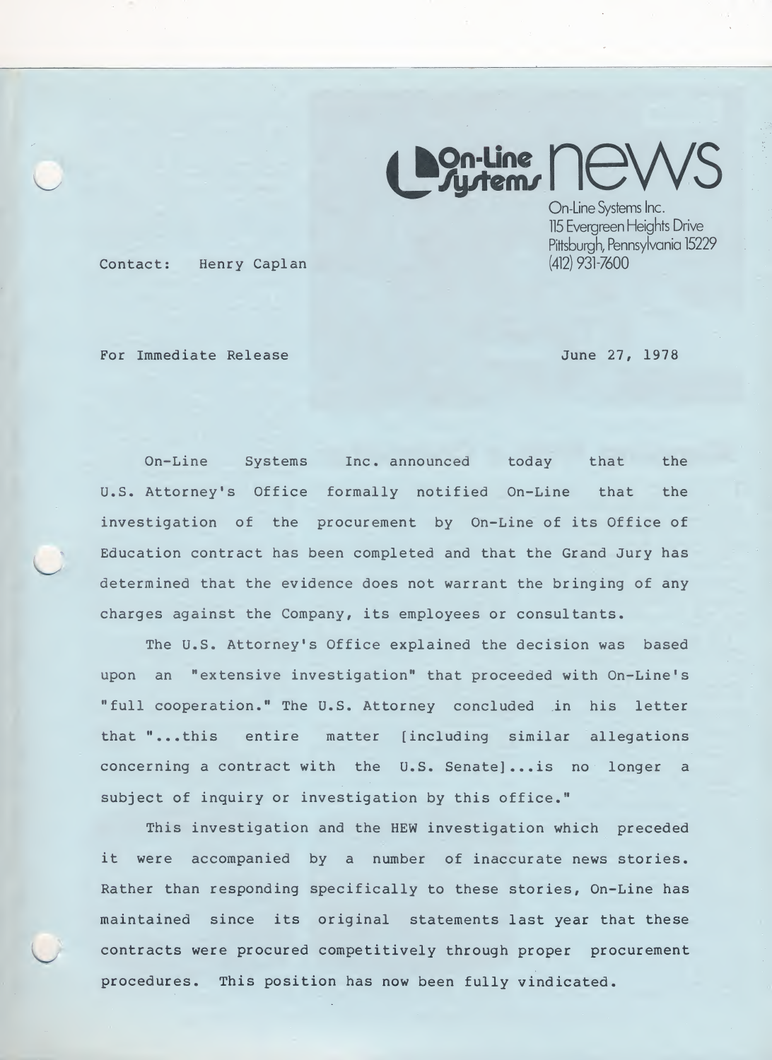**On-Line Systems news**

On-Line Systems Inc.
115 Evergreen Heights Drive
Pittsburgh, Pennsylvania 15229
(412) 931-7600

Contact: Henry Caplan

For Immediate Release

June 27, 1978

On-Line Systems Inc. announced today that the U.S. Attorney's Office formally notified On-Line that the investigation of the procurement by On-Line of its Office of Education contract has been completed and that the Grand Jury has determined that the evidence does not warrant the bringing of any charges against the Company, its employees or consultants.

The U.S. Attorney's Office explained the decision was based upon an "extensive investigation" that proceeded with On-Line's "full cooperation." The U.S. Attorney concluded in his letter that "...this entire matter [including similar allegations concerning a contract with the U.S. Senate]...is no longer a subject of inquiry or investigation by this office."

This investigation and the HEW investigation which preceded it were accompanied by a number of inaccurate news stories. Rather than responding specifically to these stories, On-Line has maintained since its original statements last year that these contracts were procured competitively through proper procurement procedures. This position has now been fully vindicated.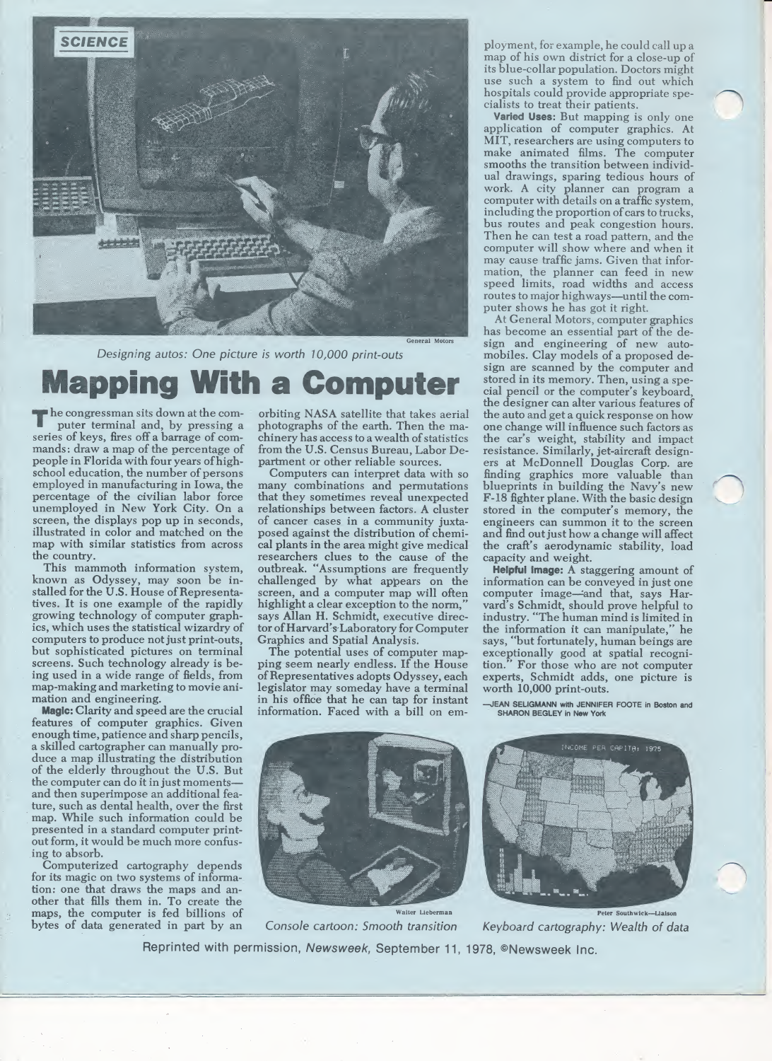SCIENCE

General Motors

*Designing autos: One picture is worth 10,000 print-outs*

# Mapping With a Computer

The congressman sits down at the computer terminal and, by pressing a series of keys, fires off a barrage of commands: draw a map of the percentage of people in Florida with four years of high-school education, the number of persons employed in manufacturing in Iowa, the percentage of the civilian labor force unemployed in New York City. On a screen, the displays pop up in seconds, illustrated in color and matched on the map with similar statistics from across the country.

This mammoth information system, known as Odyssey, may soon be installed for the U.S. House of Representatives. It is one example of the rapidly growing technology of computer graphics, which uses the statistical wizardry of computers to produce not just print-outs, but sophisticated pictures on terminal screens. Such technology already is being used in a wide range of fields, from map-making and marketing to movie animation and engineering.

**Magic:** Clarity and speed are the crucial features of computer graphics. Given enough time, patience and sharp pencils, a skilled cartographer can manually produce a map illustrating the distribution of the elderly throughout the U.S. But the computer can do it in just moments—and then superimpose an additional feature, such as dental health, over the first map. While such information could be presented in a standard computer print-out form, it would be much more confusing to absorb.

Computerized cartography depends for its magic on two systems of information: one that draws the maps and another that fills them in. To create the maps, the computer is fed billions of bytes of data generated in part by an orbiting NASA satellite that takes aerial photographs of the earth. Then the machinery has access to a wealth of statistics from the U.S. Census Bureau, Labor Department or other reliable sources.

Computers can interpret data with so many combinations and permutations that they sometimes reveal unexpected relationships between factors. A cluster of cancer cases in a community juxtaposed against the distribution of chemical plants in the area might give medical researchers clues to the cause of the outbreak. "Assumptions are frequently challenged by what appears on the screen, and a computer map will often highlight a clear exception to the norm," says Allan H. Schmidt, executive director of Harvard's Laboratory for Computer Graphics and Spatial Analysis.

The potential uses of computer mapping seem nearly endless. If the House of Representatives adopts Odyssey, each legislator may someday have a terminal in his office that he can tap for instant information. Faced with a bill on employment, for example, he could call up a map of his own district for a close-up of its blue-collar population. Doctors might use such a system to find out which hospitals could provide appropriate specialists to treat their patients.

**Varied Uses:** But mapping is only one application of computer graphics. At MIT, researchers are using computers to make animated films. The computer smooths the transition between individual drawings, sparing tedious hours of work. A city planner can program a computer with details on a traffic system, including the proportion of cars to trucks, bus routes and peak congestion hours. Then he can test a road pattern, and the computer will show where and when it may cause traffic jams. Given that information, the planner can feed in new speed limits, road widths and access routes to major highways—until the computer shows he has got it right.

At General Motors, computer graphics has become an essential part of the design and engineering of new automobiles. Clay models of a proposed design are scanned by the computer and stored in its memory. Then, using a special pencil or the computer's keyboard, the designer can alter various features of the auto and get a quick response on how one change will influence such factors as the car's weight, stability and impact resistance. Similarly, jet-aircraft designers at McDonnell Douglas Corp. are finding graphics more valuable than blueprints in building the Navy's new F-18 fighter plane. With the basic design stored in the computer's memory, the engineers can summon it to the screen and find out just how a change will affect the craft's aerodynamic stability, load capacity and weight.

**Helpful Image:** A staggering amount of information can be conveyed in just one computer image—and that, says Harvard's Schmidt, should prove helpful to industry. "The human mind is limited in the information it can manipulate," he says, "but fortunately, human beings are exceptionally good at spatial recognition." For those who are not computer experts, Schmidt adds, one picture is worth 10,000 print-outs.

—JEAN SELIGMANN with JENNIFER FOOTE in Boston and SHARON BEGLEY in New York

Walter Lieberman

*Console cartoon: Smooth transition*

INCOME PER CAPITA: 1975

Peter Southwick—Liaison

*Keyboard cartography: Wealth of data*

Reprinted with permission, *Newsweek*, September 11, 1978, ©Newsweek Inc.